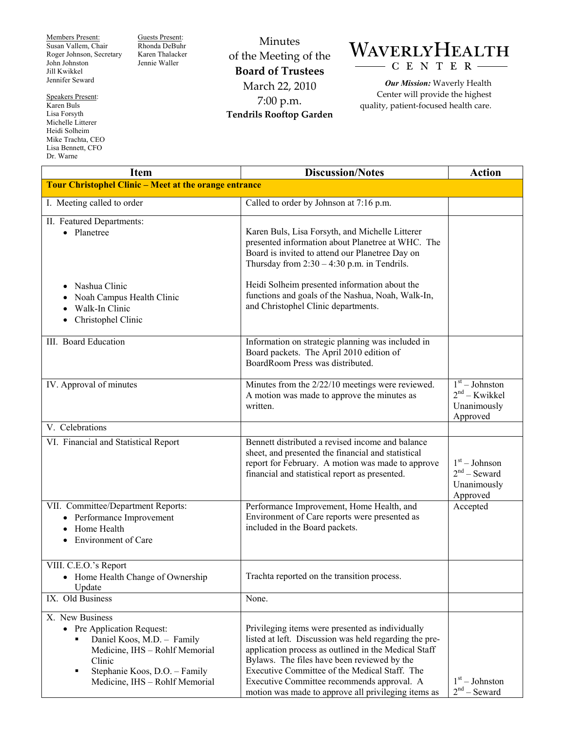Members Present:
Susan Vallem, Chair
Roger Johnson, Secretary
John Johnston
Jill Kwikkel
Jennifer Seward

Guests Present:
Rhonda DeBuhr
Karen Thalacker
Jennie Waller

Speakers Present:
Karen Buls
Lisa Forsyth
Michelle Litterer
Heidi Solheim
Mike Trachta, CEO
Lisa Bennett, CFO
Dr. Warne

# Minutes of the Meeting of the Board of Trustees

March 22, 2010
7:00 p.m.
**Tendrils Rooftop Garden**

**WAVERLY HEALTH CENTER**

***Our Mission:*** Waverly Health Center will provide the highest quality, patient-focused health care.

| Item | Discussion/Notes | Action |
|---|---|---|
| **Tour Christophel Clinic – Meet at the orange entrance** | | |
| I. Meeting called to order | Called to order by Johnson at 7:16 p.m. | |
| II. Featured Departments:<br>• Planetree | Karen Buls, Lisa Forsyth, and Michelle Litterer presented information about Planetree at WHC. The Board is invited to attend our Planetree Day on Thursday from 2:30 – 4:30 p.m. in Tendrils. | |
| • Nashua Clinic<br>• Noah Campus Health Clinic<br>• Walk-In Clinic<br>• Christophel Clinic | Heidi Solheim presented information about the functions and goals of the Nashua, Noah, Walk-In, and Christophel Clinic departments. | |
| III. Board Education | Information on strategic planning was included in Board packets. The April 2010 edition of BoardRoom Press was distributed. | |
| IV. Approval of minutes | Minutes from the 2/22/10 meetings were reviewed. A motion was made to approve the minutes as written. | 1st – Johnston<br>2nd – Kwikkel<br>Unanimously Approved |
| V. Celebrations | | |
| VI. Financial and Statistical Report | Bennett distributed a revised income and balance sheet, and presented the financial and statistical report for February. A motion was made to approve financial and statistical report as presented. | 1st – Johnson<br>2nd – Seward<br>Unanimously Approved |
| VII. Committee/Department Reports:<br>• Performance Improvement<br>• Home Health<br>• Environment of Care | Performance Improvement, Home Health, and Environment of Care reports were presented as included in the Board packets. | Accepted |
| VIII. C.E.O.'s Report<br>• Home Health Change of Ownership Update | Trachta reported on the transition process. | |
| IX. Old Business | None. | |
| X. New Business<br>• Pre Application Request:<br>▪ Daniel Koos, M.D. – Family Medicine, IHS – Rohlf Memorial Clinic<br>▪ Stephanie Koos, D.O. – Family Medicine, IHS – Rohlf Memorial | Privileging items were presented as individually listed at left. Discussion was held regarding the pre-application process as outlined in the Medical Staff Bylaws. The files have been reviewed by the Executive Committee of the Medical Staff. The Executive Committee recommends approval. A motion was made to approve all privileging items as | 1st – Johnston<br>2nd – Seward |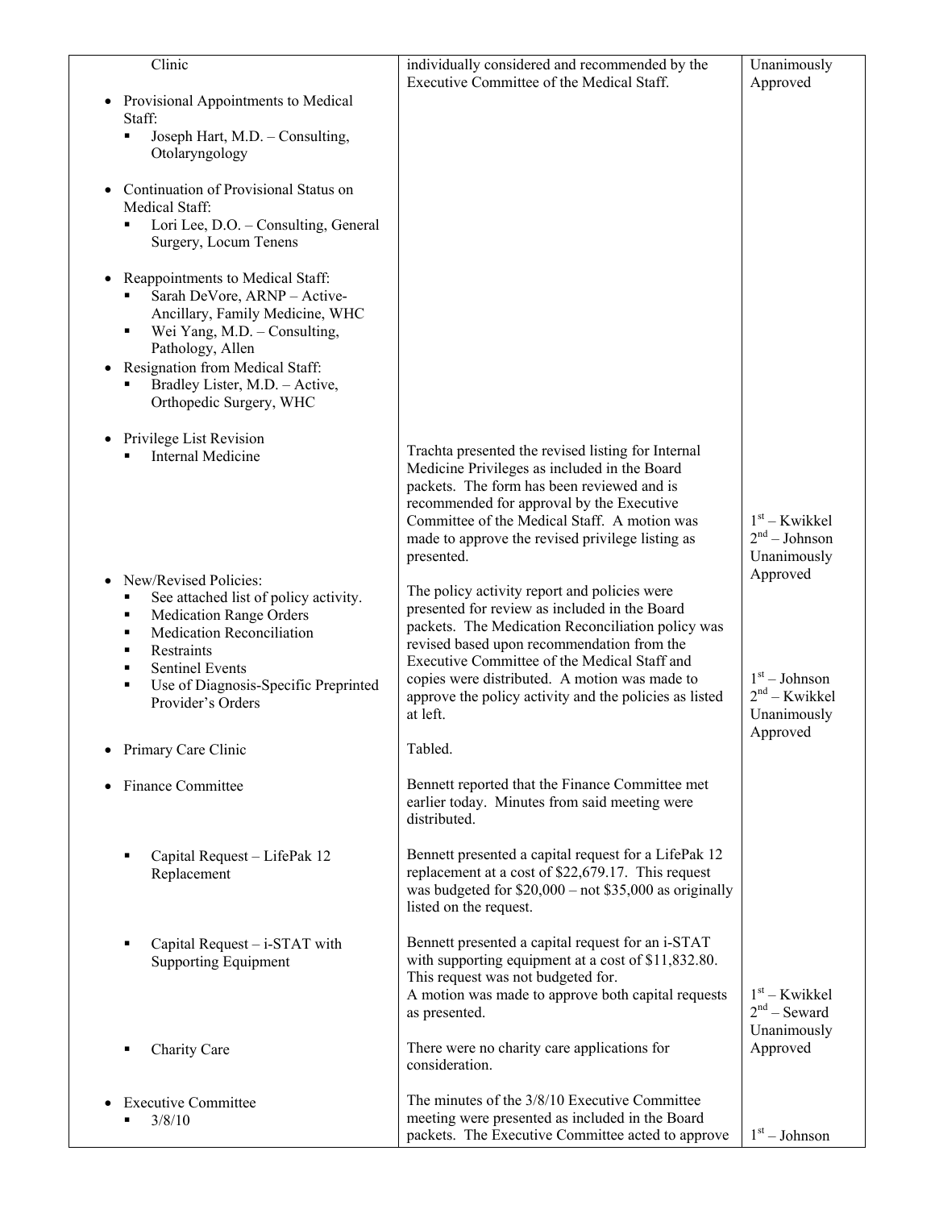| | | |
|---|---|---|
| Clinic | individually considered and recommended by the Executive Committee of the Medical Staff. | Unanimously Approved |
| • Provisional Appointments to Medical Staff:<br>▪ Joseph Hart, M.D. – Consulting, Otolaryngology<br><br>• Continuation of Provisional Status on Medical Staff:<br>▪ Lori Lee, D.O. – Consulting, General Surgery, Locum Tenens<br><br>• Reappointments to Medical Staff:<br>▪ Sarah DeVore, ARNP – Active-Ancillary, Family Medicine, WHC<br>▪ Wei Yang, M.D. – Consulting, Pathology, Allen<br>• Resignation from Medical Staff:<br>▪ Bradley Lister, M.D. – Active, Orthopedic Surgery, WHC | | |
| • Privilege List Revision<br>▪ Internal Medicine | Trachta presented the revised listing for Internal Medicine Privileges as included in the Board packets. The form has been reviewed and is recommended for approval by the Executive Committee of the Medical Staff. A motion was made to approve the revised privilege listing as presented. | 1st – Kwikkel<br>2nd – Johnson<br>Unanimously Approved |
| • New/Revised Policies:<br>▪ See attached list of policy activity.<br>▪ Medication Range Orders<br>▪ Medication Reconciliation<br>▪ Restraints<br>▪ Sentinel Events<br>▪ Use of Diagnosis-Specific Preprinted Provider's Orders | The policy activity report and policies were presented for review as included in the Board packets. The Medication Reconciliation policy was revised based upon recommendation from the Executive Committee of the Medical Staff and copies were distributed. A motion was made to approve the policy activity and the policies as listed at left. | 1st – Johnson<br>2nd – Kwikkel<br>Unanimously Approved |
| • Primary Care Clinic | Tabled. | |
| • Finance Committee | Bennett reported that the Finance Committee met earlier today. Minutes from said meeting were distributed. | |
| ▪ Capital Request – LifePak 12 Replacement | Bennett presented a capital request for a LifePak 12 replacement at a cost of $22,679.17. This request was budgeted for $20,000 – not $35,000 as originally listed on the request. | |
| ▪ Capital Request – i-STAT with Supporting Equipment | Bennett presented a capital request for an i-STAT with supporting equipment at a cost of $11,832.80. This request was not budgeted for.<br>A motion was made to approve both capital requests as presented. | 1st – Kwikkel<br>2nd – Seward<br>Unanimously Approved |
| ▪ Charity Care | There were no charity care applications for consideration. | |
| • Executive Committee<br>▪ 3/8/10 | The minutes of the 3/8/10 Executive Committee meeting were presented as included in the Board packets. The Executive Committee acted to approve | 1st – Johnson |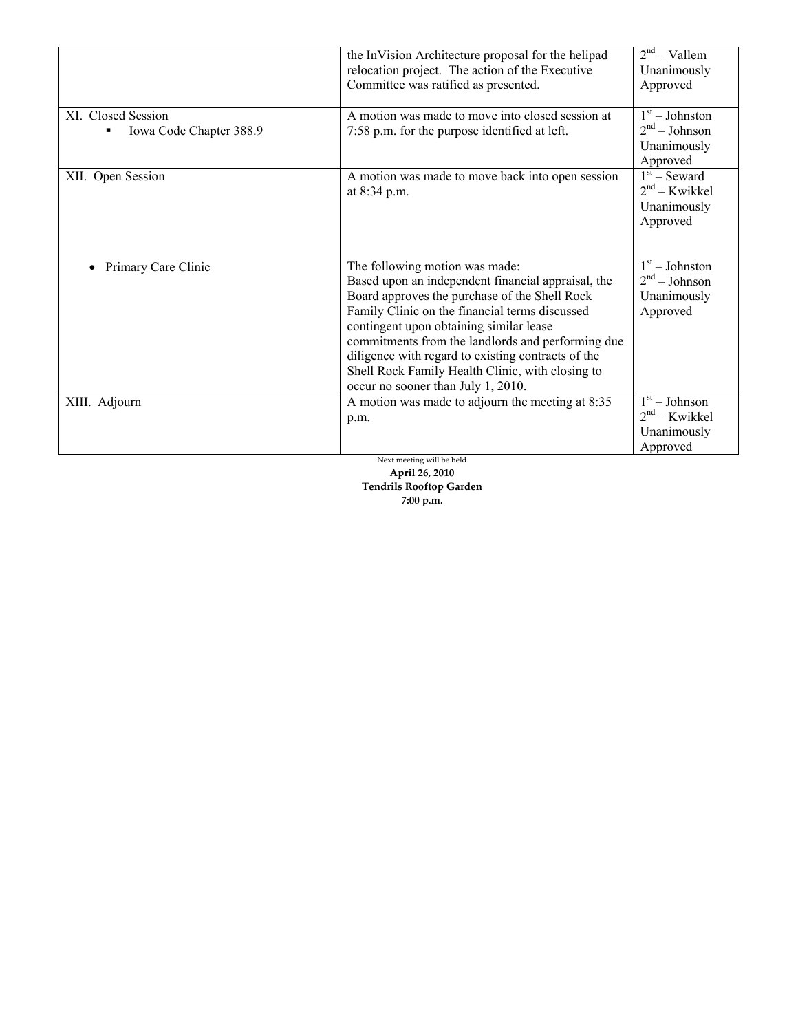| | | |
|---|---|---|
| | the InVision Architecture proposal for the helipad relocation project. The action of the Executive Committee was ratified as presented. | 2nd – Vallem<br>Unanimously Approved |
| XI. Closed Session<br>▪ Iowa Code Chapter 388.9 | A motion was made to move into closed session at 7:58 p.m. for the purpose identified at left. | 1st – Johnston<br>2nd – Johnson<br>Unanimously Approved |
| XII. Open Session | A motion was made to move back into open session at 8:34 p.m. | 1st – Seward<br>2nd – Kwikkel<br>Unanimously Approved |
| • Primary Care Clinic | The following motion was made:<br>Based upon an independent financial appraisal, the Board approves the purchase of the Shell Rock Family Clinic on the financial terms discussed contingent upon obtaining similar lease commitments from the landlords and performing due diligence with regard to existing contracts of the Shell Rock Family Health Clinic, with closing to occur no sooner than July 1, 2010. | 1st – Johnston<br>2nd – Johnson<br>Unanimously Approved |
| XIII. Adjourn | A motion was made to adjourn the meeting at 8:35 p.m. | 1st – Johnson<br>2nd – Kwikkel<br>Unanimously Approved |

Next meeting will be held
**April 26, 2010**
**Tendrils Rooftop Garden**
**7:00 p.m.**